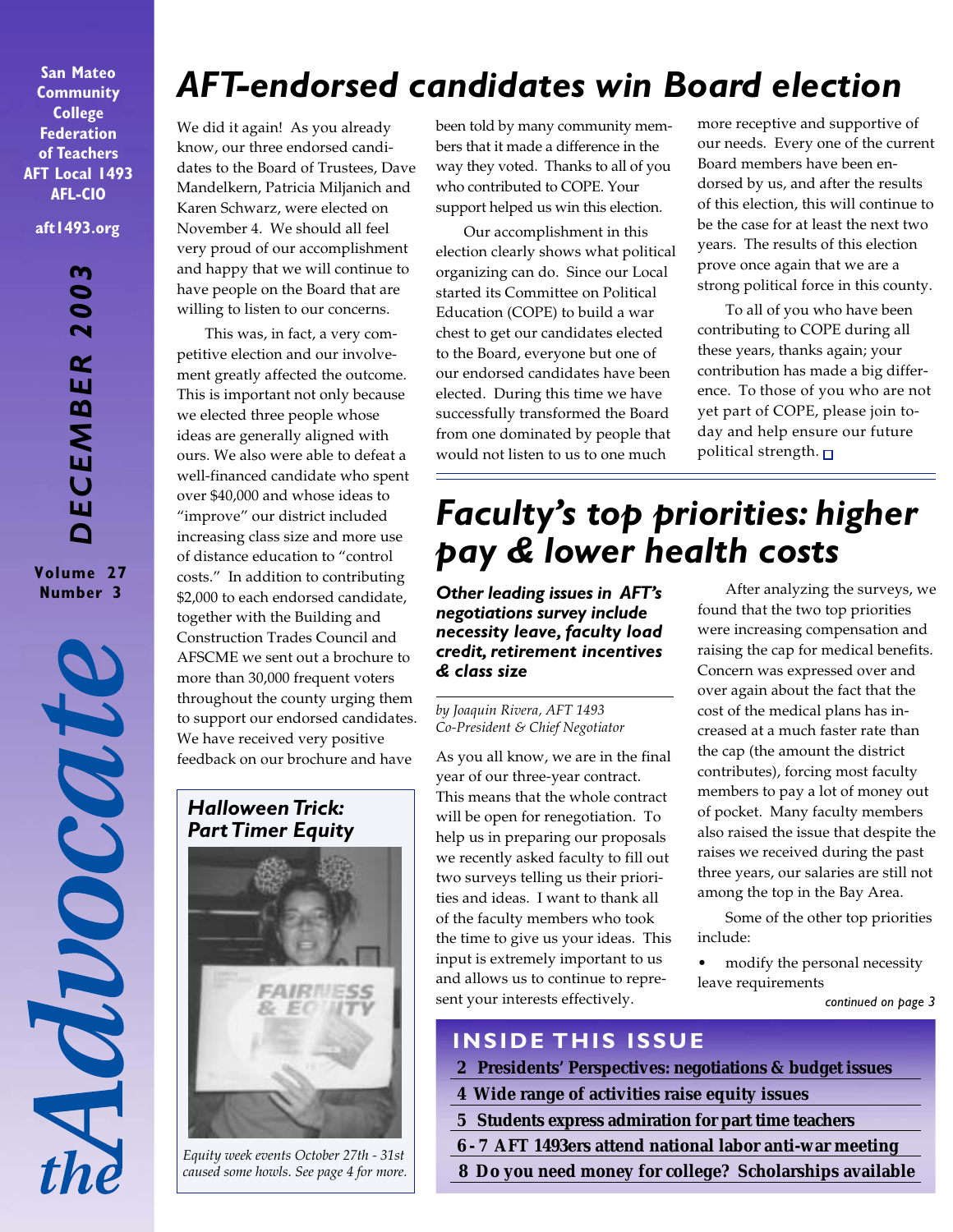San Mateo Community College Federation of Teachers
AFT Local 1493
AFL-CIO

aft1493.org

**DECEMBER 2003**

Volume 27
Number 3

# the Advocate

## AFT-endorsed candidates win Board election

We did it again! As you already know, our three endorsed candidates to the Board of Trustees, Dave Mandelkern, Patricia Miljanich and Karen Schwarz, were elected on November 4. We should all feel very proud of our accomplishment and happy that we will continue to have people on the Board that are willing to listen to our concerns.

This was, in fact, a very competitive election and our involvement greatly affected the outcome. This is important not only because we elected three people whose ideas are generally aligned with ours. We also were able to defeat a well-financed candidate who spent over $40,000 and whose ideas to "improve" our district included increasing class size and more use of distance education to "control costs." In addition to contributing $2,000 to each endorsed candidate, together with the Building and Construction Trades Council and AFSCME we sent out a brochure to more than 30,000 frequent voters throughout the county urging them to support our endorsed candidates. We have received very positive feedback on our brochure and have been told by many community members that it made a difference in the way they voted. Thanks to all of you who contributed to COPE. Your support helped us win this election.

Our accomplishment in this election clearly shows what political organizing can do. Since our Local started its Committee on Political Education (COPE) to build a war chest to get our candidates elected to the Board, everyone but one of our endorsed candidates have been elected. During this time we have successfully transformed the Board from one dominated by people that would not listen to us to one much more receptive and supportive of our needs. Every one of the current Board members have been endorsed by us, and after the results of this election, this will continue to be the case for at least the next two years. The results of this election prove once again that we are a strong political force in this county.

To all of you who have been contributing to COPE during all these years, thanks again; your contribution has made a big difference. To those of you who are not yet part of COPE, please join today and help ensure our future political strength. ☐

### Halloween Trick: Part Timer Equity

*Equity week events October 27th - 31st caused some howls. See page 4 for more.*

## Faculty's top priorities: higher pay & lower health costs

***Other leading issues in AFT's negotiations survey include necessity leave, faculty load credit, retirement incentives & class size***

*by Joaquin Rivera, AFT 1493 Co-President & Chief Negotiator*

As you all know, we are in the final year of our three-year contract. This means that the whole contract will be open for renegotiation. To help us in preparing our proposals we recently asked faculty to fill out two surveys telling us their priorities and ideas. I want to thank all of the faculty members who took the time to give us your ideas. This input is extremely important to us and allows us to continue to represent your interests effectively.

After analyzing the surveys, we found that the two top priorities were increasing compensation and raising the cap for medical benefits. Concern was expressed over and over again about the fact that the cost of the medical plans has increased at a much faster rate than the cap (the amount the district contributes), forcing most faculty members to pay a lot of money out of pocket. Many faculty members also raised the issue that despite the raises we received during the past three years, our salaries are still not among the top in the Bay Area.

Some of the other top priorities include:

- modify the personal necessity leave requirements

*continued on page 3*

### INSIDE THIS ISSUE

- 2 Presidents' Perspectives: negotiations & budget issues
- 4 Wide range of activities raise equity issues
- 5 Students express admiration for part time teachers
- 6 - 7 AFT 1493ers attend national labor anti-war meeting
- 8 Do you need money for college? Scholarships available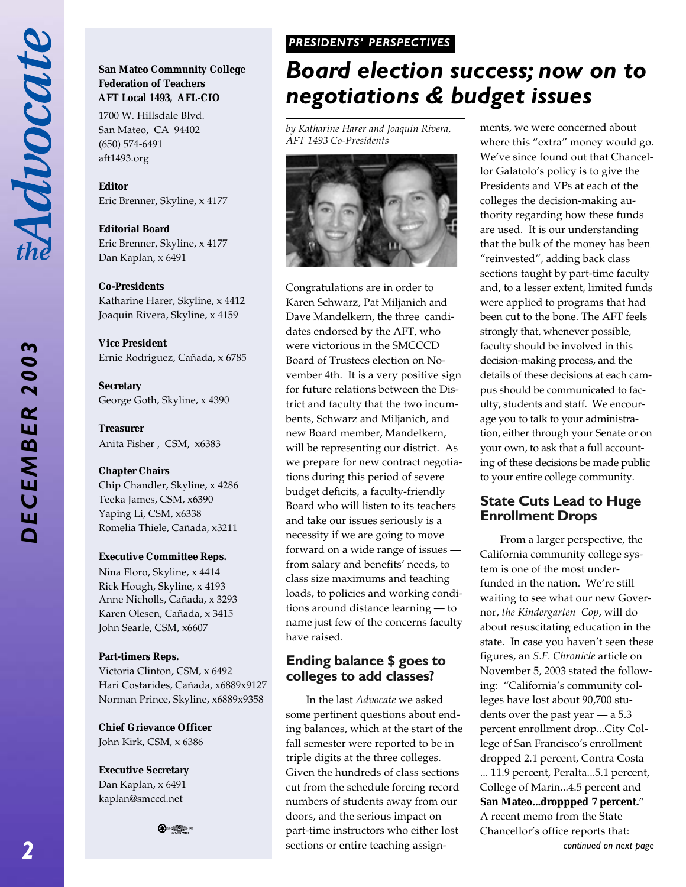**San Mateo Community College Federation of Teachers AFT Local 1493, AFL-CIO**

1700 W. Hillsdale Blvd.
San Mateo, CA 94402
(650) 574-6491
aft1493.org

**Editor**
Eric Brenner, Skyline, x 4177

**Editorial Board**
Eric Brenner, Skyline, x 4177
Dan Kaplan, x 6491

**Co-Presidents**
Katharine Harer, Skyline, x 4412
Joaquin Rivera, Skyline, x 4159

**Vice President**
Ernie Rodriguez, Cañada, x 6785

**Secretary**
George Goth, Skyline, x 4390

**Treasurer**
Anita Fisher , CSM, x6383

**Chapter Chairs**
Chip Chandler, Skyline, x 4286
Teeka James, CSM, x6390
Yaping Li, CSM, x6338
Romelia Thiele, Cañada, x3211

**Executive Committee Reps.**
Nina Floro, Skyline, x 4414
Rick Hough, Skyline, x 4193
Anne Nicholls, Cañada, x 3293
Karen Olesen, Cañada, x 3415
John Searle, CSM, x6607

**Part-timers Reps.**
Victoria Clinton, CSM, x 6492
Hari Costarides, Cañada, x6889x9127
Norman Prince, Skyline, x6889x9358

**Chief Grievance Officer**
John Kirk, CSM, x 6386

**Executive Secretary**
Dan Kaplan, x 6491
kaplan@smccd.net

**PRESIDENTS' PERSPECTIVES**

# Board election success; now on to negotiations & budget issues

*by Katharine Harer and Joaquin Rivera, AFT 1493 Co-Presidents*

Congratulations are in order to Karen Schwarz, Pat Miljanich and Dave Mandelkern, the three candidates endorsed by the AFT, who were victorious in the SMCCCD Board of Trustees election on November 4th. It is a very positive sign for future relations between the District and faculty that the two incumbents, Schwarz and Miljanich, and new Board member, Mandelkern, will be representing our district. As we prepare for new contract negotiations during this period of severe budget deficits, a faculty-friendly Board who will listen to its teachers and take our issues seriously is a necessity if we are going to move forward on a wide range of issues — from salary and benefits' needs, to class size maximums and teaching loads, to policies and working conditions around distance learning — to name just few of the concerns faculty have raised.

## Ending balance $ goes to colleges to add classes?

In the last *Advocate* we asked some pertinent questions about ending balances, which at the start of the fall semester were reported to be in triple digits at the three colleges. Given the hundreds of class sections cut from the schedule forcing record numbers of students away from our doors, and the serious impact on part-time instructors who either lost sections or entire teaching assignments, we were concerned about where this "extra" money would go. We've since found out that Chancellor Galatolo's policy is to give the Presidents and VPs at each of the colleges the decision-making authority regarding how these funds are used. It is our understanding that the bulk of the money has been "reinvested", adding back class sections taught by part-time faculty and, to a lesser extent, limited funds were applied to programs that had been cut to the bone. The AFT feels strongly that, whenever possible, faculty should be involved in this decision-making process, and the details of these decisions at each campus should be communicated to faculty, students and staff. We encourage you to talk to your administration, either through your Senate or on your own, to ask that a full accounting of these decisions be made public to your entire college community.

## State Cuts Lead to Huge Enrollment Drops

From a larger perspective, the California community college system is one of the most under-funded in the nation. We're still waiting to see what our new Governor, *the Kindergarten Cop*, will do about resuscitating education in the state. In case you haven't seen these figures, an *S.F. Chronicle* article on November 5, 2003 stated the following: "California's community colleges have lost about 90,700 students over the past year — a 5.3 percent enrollment drop...City College of San Francisco's enrollment dropped 2.1 percent, Contra Costa ... 11.9 percent, Peralta...5.1 percent, College of Marin...4.5 percent and **San Mateo...droppped 7 percent.**" A recent memo from the State Chancellor's office reports that:

*continued on next page*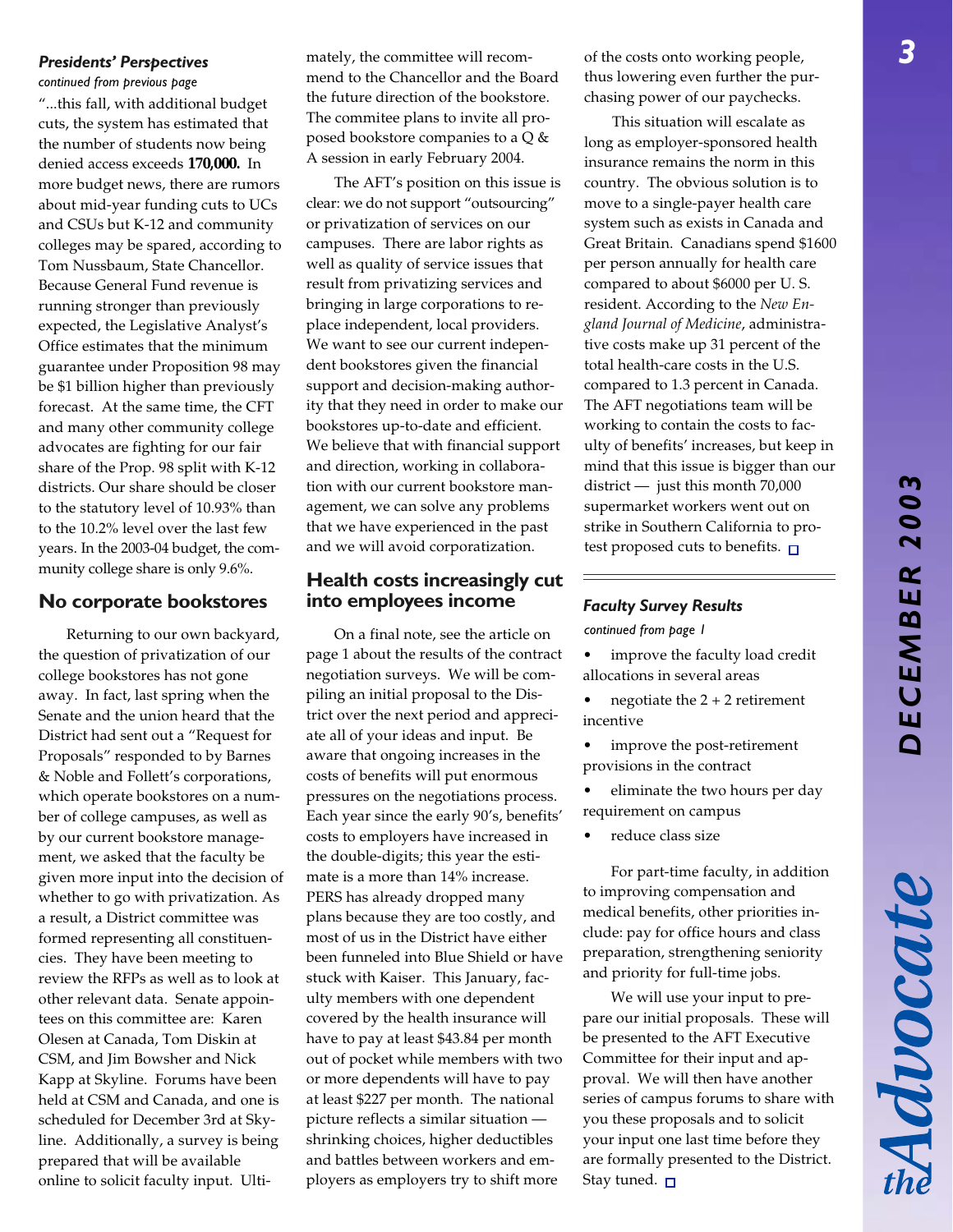*Presidents' Perspectives*

*continued from previous page*

"...this fall, with additional budget cuts, the system has estimated that the number of students now being denied access exceeds **170,000.** In more budget news, there are rumors about mid-year funding cuts to UCs and CSUs but K-12 and community colleges may be spared, according to Tom Nussbaum, State Chancellor. Because General Fund revenue is running stronger than previously expected, the Legislative Analyst's Office estimates that the minimum guarantee under Proposition 98 may be $1 billion higher than previously forecast. At the same time, the CFT and many other community college advocates are fighting for our fair share of the Prop. 98 split with K-12 districts. Our share should be closer to the statutory level of 10.93% than to the 10.2% level over the last few years. In the 2003-04 budget, the community college share is only 9.6%.

## No corporate bookstores

Returning to our own backyard, the question of privatization of our college bookstores has not gone away. In fact, last spring when the Senate and the union heard that the District had sent out a "Request for Proposals" responded to by Barnes & Noble and Follett's corporations, which operate bookstores on a number of college campuses, as well as by our current bookstore management, we asked that the faculty be given more input into the decision of whether to go with privatization. As a result, a District committee was formed representing all constituencies. They have been meeting to review the RFPs as well as to look at other relevant data. Senate appointees on this committee are: Karen Olesen at Canada, Tom Diskin at CSM, and Jim Bowsher and Nick Kapp at Skyline. Forums have been held at CSM and Canada, and one is scheduled for December 3rd at Skyline. Additionally, a survey is being prepared that will be available online to solicit faculty input. Ultimately, the committee will recommend to the Chancellor and the Board the future direction of the bookstore. The commitee plans to invite all proposed bookstore companies to a Q & A session in early February 2004.

The AFT's position on this issue is clear: we do not support "outsourcing" or privatization of services on our campuses. There are labor rights as well as quality of service issues that result from privatizing services and bringing in large corporations to replace independent, local providers. We want to see our current independent bookstores given the financial support and decision-making authority that they need in order to make our bookstores up-to-date and efficient. We believe that with financial support and direction, working in collaboration with our current bookstore management, we can solve any problems that we have experienced in the past and we will avoid corporatization.

## Health costs increasingly cut into employees income

On a final note, see the article on page 1 about the results of the contract negotiation surveys. We will be compiling an initial proposal to the District over the next period and appreciate all of your ideas and input. Be aware that ongoing increases in the costs of benefits will put enormous pressures on the negotiations process. Each year since the early 90's, benefits' costs to employers have increased in the double-digits; this year the estimate is a more than 14% increase. PERS has already dropped many plans because they are too costly, and most of us in the District have either been funneled into Blue Shield or have stuck with Kaiser. This January, faculty members with one dependent covered by the health insurance will have to pay at least $43.84 per month out of pocket while members with two or more dependents will have to pay at least $227 per month. The national picture reflects a similar situation — shrinking choices, higher deductibles and battles between workers and employers as employers try to shift more of the costs onto working people, thus lowering even further the purchasing power of our paychecks.

This situation will escalate as long as employer-sponsored health insurance remains the norm in this country. The obvious solution is to move to a single-payer health care system such as exists in Canada and Great Britain. Canadians spend $1600 per person annually for health care compared to about $6000 per U. S. resident. According to the *New England Journal of Medicine*, administrative costs make up 31 percent of the total health-care costs in the U.S. compared to 1.3 percent in Canada. The AFT negotiations team will be working to contain the costs to faculty of benefits' increases, but keep in mind that this issue is bigger than our district — just this month 70,000 supermarket workers went out on strike in Southern California to protest proposed cuts to benefits. □

---

*Faculty Survey Results*

*continued from page 1*

- improve the faculty load credit allocations in several areas
- negotiate the 2 + 2 retirement incentive
- improve the post-retirement provisions in the contract
- eliminate the two hours per day requirement on campus
- reduce class size

For part-time faculty, in addition to improving compensation and medical benefits, other priorities include: pay for office hours and class preparation, strengthening seniority and priority for full-time jobs.

We will use your input to prepare our initial proposals. These will be presented to the AFT Executive Committee for their input and approval. We will then have another series of campus forums to share with you these proposals and to solicit your input one last time before they are formally presented to the District. Stay tuned. □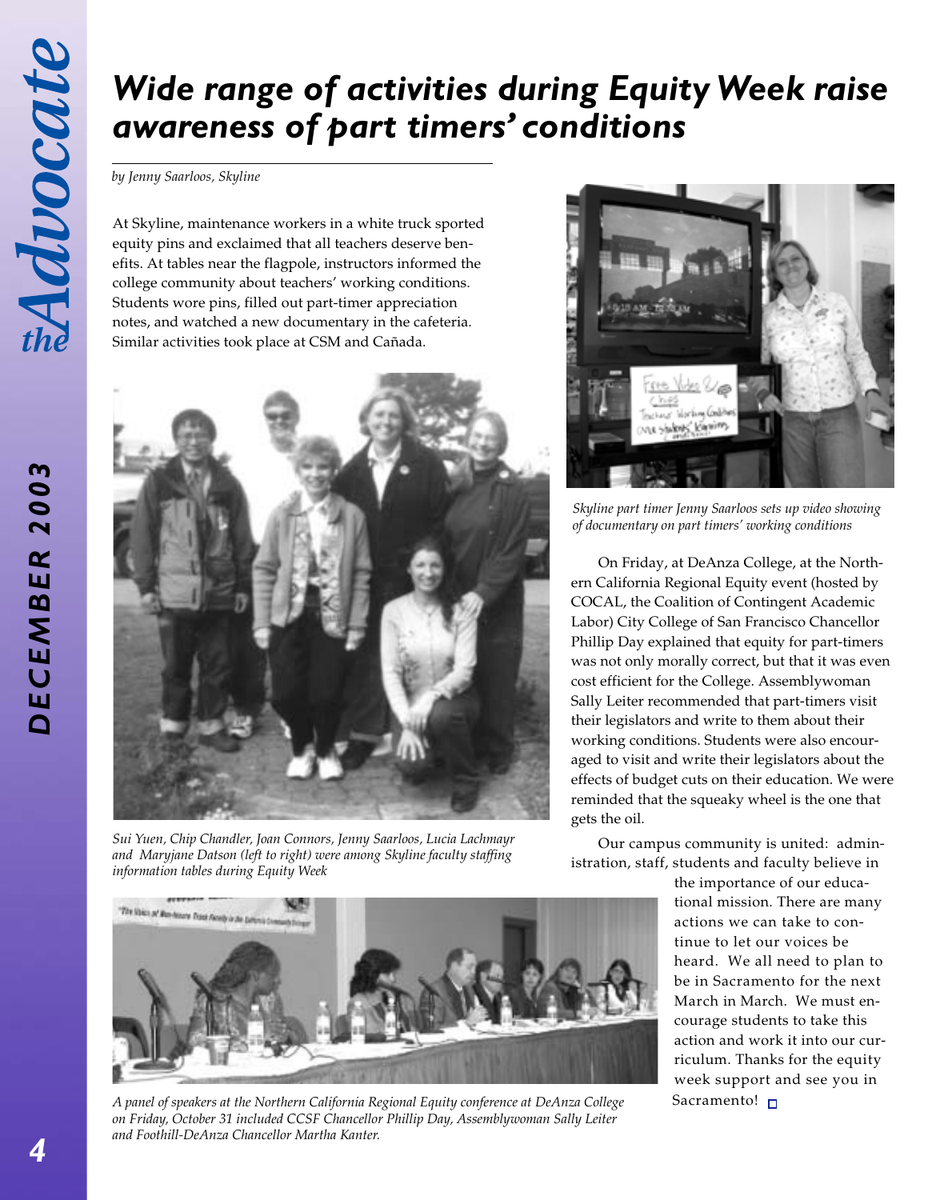# Wide range of activities during Equity Week raise awareness of part timers' conditions

*by Jenny Saarloos, Skyline*

At Skyline, maintenance workers in a white truck sported equity pins and exclaimed that all teachers deserve benefits. At tables near the flagpole, instructors informed the college community about teachers' working conditions. Students wore pins, filled out part-timer appreciation notes, and watched a new documentary in the cafeteria. Similar activities took place at CSM and Cañada.

*Sui Yuen, Chip Chandler, Joan Connors, Jenny Saarloos, Lucia Lachmayr and Maryjane Datson (left to right) were among Skyline faculty staffing information tables during Equity Week*

*Skyline part timer Jenny Saarloos sets up video showing of documentary on part timers' working conditions*

On Friday, at DeAnza College, at the Northern California Regional Equity event (hosted by COCAL, the Coalition of Contingent Academic Labor) City College of San Francisco Chancellor Phillip Day explained that equity for part-timers was not only morally correct, but that it was even cost efficient for the College. Assemblywoman Sally Leiter recommended that part-timers visit their legislators and write to them about their working conditions. Students were also encouraged to visit and write their legislators about the effects of budget cuts on their education. We were reminded that the squeaky wheel is the one that gets the oil.

Our campus community is united: administration, staff, students and faculty believe in the importance of our educational mission. There are many actions we can take to continue to let our voices be heard. We all need to plan to be in Sacramento for the next March in March. We must encourage students to take this action and work it into our curriculum. Thanks for the equity week support and see you in Sacramento!

*A panel of speakers at the Northern California Regional Equity conference at DeAnza College on Friday, October 31 included CCSF Chancellor Phillip Day, Assemblywoman Sally Leiter and Foothill-DeAnza Chancellor Martha Kanter.*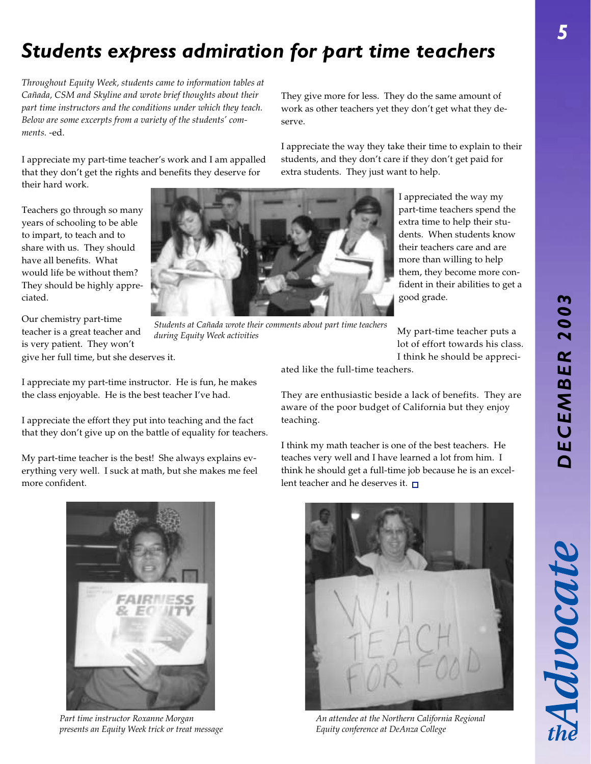# Students express admiration for part time teachers

*Throughout Equity Week, students came to information tables at Cañada, CSM and Skyline and wrote brief thoughts about their part time instructors and the conditions under which they teach. Below are some excerpts from a variety of the students' comments. -ed.*

I appreciate my part-time teacher's work and I am appalled that they don't get the rights and benefits they deserve for their hard work.

Teachers go through so many years of schooling to be able to impart, to teach and to share with us. They should have all benefits. What would life be without them? They should be highly appreciated.

Our chemistry part-time teacher is a great teacher and is very patient. They won't give her full time, but she deserves it.

*Students at Cañada wrote their comments about part time teachers during Equity Week activities*

I appreciate my part-time instructor. He is fun, he makes the class enjoyable. He is the best teacher I've had.

I appreciate the effort they put into teaching and the fact that they don't give up on the battle of equality for teachers.

My part-time teacher is the best! She always explains everything very well. I suck at math, but she makes me feel more confident.

They give more for less. They do the same amount of work as other teachers yet they don't get what they deserve.

I appreciate the way they take their time to explain to their students, and they don't care if they don't get paid for extra students. They just want to help.

I appreciated the way my part-time teachers spend the extra time to help their students. When students know their teachers care and are more than willing to help them, they become more confident in their abilities to get a good grade.

My part-time teacher puts a lot of effort towards his class. I think he should be appreciated like the full-time teachers.

They are enthusiastic beside a lack of benefits. They are aware of the poor budget of California but they enjoy teaching.

I think my math teacher is one of the best teachers. He teaches very well and I have learned a lot from him. I think he should get a full-time job because he is an excellent teacher and he deserves it.

*Part time instructor Roxanne Morgan presents an Equity Week trick or treat message*

*An attendee at the Northern California Regional Equity conference at DeAnza College*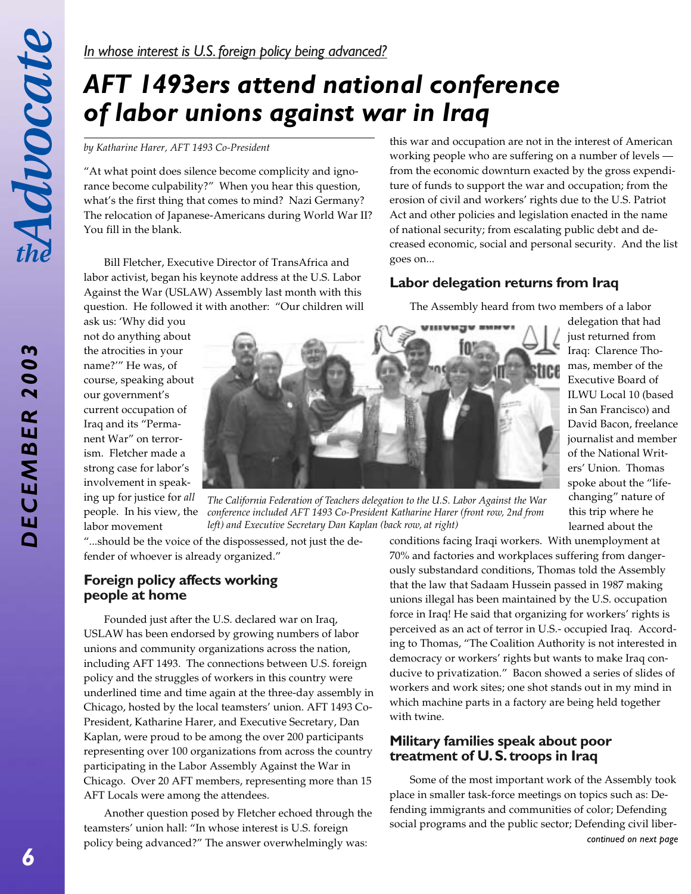*In whose interest is U.S. foreign policy being advanced?*

# *AFT 1493ers attend national conference of labor unions against war in Iraq*

*by Katharine Harer, AFT 1493 Co-President*

"At what point does silence become complicity and ignorance become culpability?" When you hear this question, what's the first thing that comes to mind? Nazi Germany? The relocation of Japanese-Americans during World War II? You fill in the blank.

Bill Fletcher, Executive Director of TransAfrica and labor activist, began his keynote address at the U.S. Labor Against the War (USLAW) Assembly last month with this question. He followed it with another: "Our children will ask us: 'Why did you not do anything about the atrocities in your name?'" He was, of course, speaking about our government's current occupation of Iraq and its "Permanent War" on terrorism. Fletcher made a strong case for labor's involvement in speaking up for justice for *all* people. In his view, the labor movement "...should be the voice of the dispossessed, not just the defender of whoever is already organized."

*The California Federation of Teachers delegation to the U.S. Labor Against the War conference included AFT 1493 Co-President Katharine Harer (front row, 2nd from left) and Executive Secretary Dan Kaplan (back row, at right)*

## Foreign policy affects working people at home

Founded just after the U.S. declared war on Iraq, USLAW has been endorsed by growing numbers of labor unions and community organizations across the nation, including AFT 1493. The connections between U.S. foreign policy and the struggles of workers in this country were underlined time and time again at the three-day assembly in Chicago, hosted by the local teamsters' union. AFT 1493 Co-President, Katharine Harer, and Executive Secretary, Dan Kaplan, were proud to be among the over 200 participants representing over 100 organizations from across the country participating in the Labor Assembly Against the War in Chicago. Over 20 AFT members, representing more than 15 AFT Locals were among the attendees.

Another question posed by Fletcher echoed through the teamsters' union hall: "In whose interest is U.S. foreign policy being advanced?" The answer overwhelmingly was: this war and occupation are not in the interest of American working people who are suffering on a number of levels — from the economic downturn exacted by the gross expenditure of funds to support the war and occupation; from the erosion of civil and workers' rights due to the U.S. Patriot Act and other policies and legislation enacted in the name of national security; from escalating public debt and decreased economic, social and personal security. And the list goes on...

## Labor delegation returns from Iraq

The Assembly heard from two members of a labor delegation that had just returned from Iraq: Clarence Thomas, member of the Executive Board of ILWU Local 10 (based in San Francisco) and David Bacon, freelance journalist and member of the National Writers' Union. Thomas spoke about the "life-changing" nature of this trip where he learned about the conditions facing Iraqi workers. With unemployment at 70% and factories and workplaces suffering from dangerously substandard conditions, Thomas told the Assembly that the law that Sadaam Hussein passed in 1987 making unions illegal has been maintained by the U.S. occupation force in Iraq! He said that organizing for workers' rights is perceived as an act of terror in U.S.- occupied Iraq. According to Thomas, "The Coalition Authority is not interested in democracy or workers' rights but wants to make Iraq conducive to privatization." Bacon showed a series of slides of workers and work sites; one shot stands out in my mind in which machine parts in a factory are being held together with twine.

## Military families speak about poor treatment of U. S. troops in Iraq

Some of the most important work of the Assembly took place in smaller task-force meetings on topics such as: Defending immigrants and communities of color; Defending social programs and the public sector; Defending civil liber-

*continued on next page*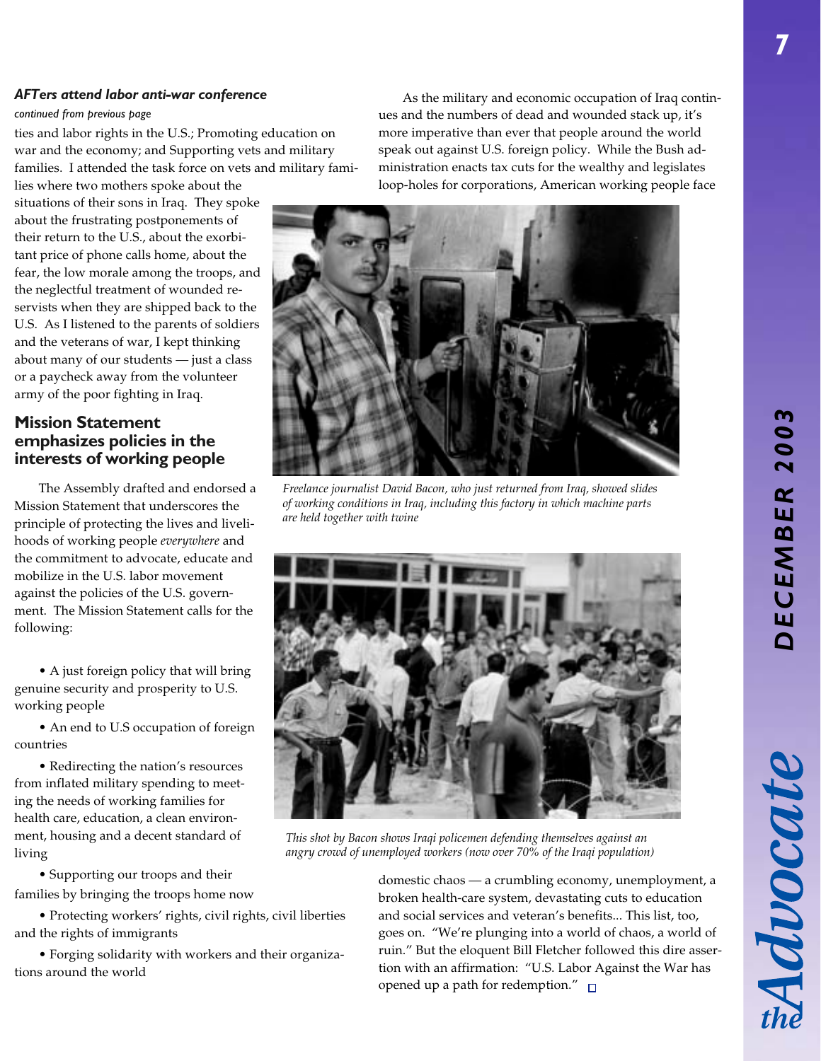***AFTers attend labor anti-war conference***

*continued from previous page*

ties and labor rights in the U.S.; Promoting education on war and the economy; and Supporting vets and military families. I attended the task force on vets and military families where two mothers spoke about the situations of their sons in Iraq. They spoke about the frustrating postponements of their return to the U.S., about the exorbitant price of phone calls home, about the fear, the low morale among the troops, and the neglectful treatment of wounded reservists when they are shipped back to the U.S. As I listened to the parents of soldiers and the veterans of war, I kept thinking about many of our students — just a class or a paycheck away from the volunteer army of the poor fighting in Iraq.

## Mission Statement emphasizes policies in the interests of working people

The Assembly drafted and endorsed a Mission Statement that underscores the principle of protecting the lives and livelihoods of working people *everywhere* and the commitment to advocate, educate and mobilize in the U.S. labor movement against the policies of the U.S. government. The Mission Statement calls for the following:

- A just foreign policy that will bring genuine security and prosperity to U.S. working people
- An end to U.S occupation of foreign countries
- Redirecting the nation's resources from inflated military spending to meeting the needs of working families for health care, education, a clean environment, housing and a decent standard of living
- Supporting our troops and their families by bringing the troops home now
- Protecting workers' rights, civil rights, civil liberties and the rights of immigrants
- Forging solidarity with workers and their organizations around the world

As the military and economic occupation of Iraq continues and the numbers of dead and wounded stack up, it's more imperative than ever that people around the world speak out against U.S. foreign policy. While the Bush administration enacts tax cuts for the wealthy and legislates loop-holes for corporations, American working people face domestic chaos — a crumbling economy, unemployment, a broken health-care system, devastating cuts to education and social services and veteran's benefits... This list, too, goes on. "We're plunging into a world of chaos, a world of ruin." But the eloquent Bill Fletcher followed this dire assertion with an affirmation: "U.S. Labor Against the War has opened up a path for redemption."

*Freelance journalist David Bacon, who just returned from Iraq, showed slides of working conditions in Iraq, including this factory in which machine parts are held together with twine*

*This shot by Bacon shows Iraqi policemen defending themselves against an angry crowd of unemployed workers (now over 70% of the Iraqi population)*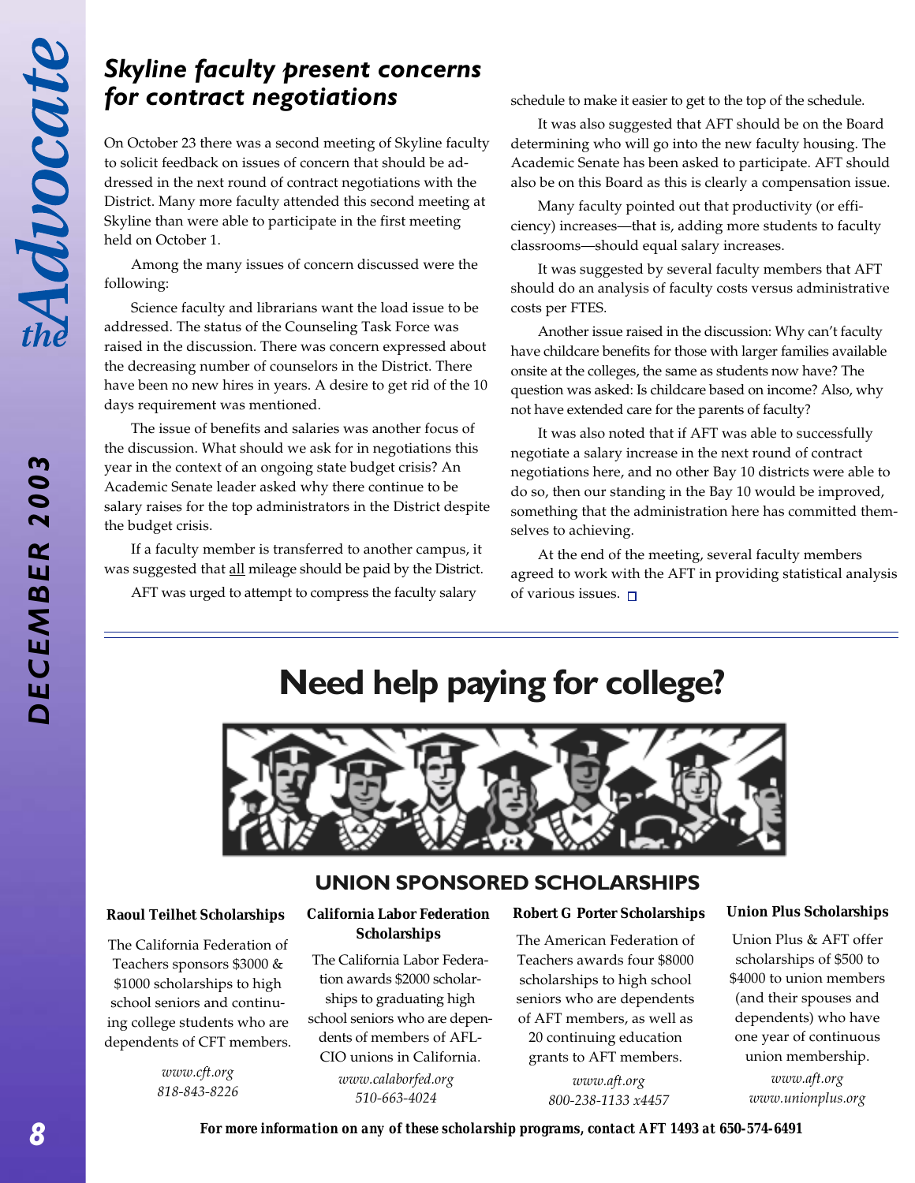## Skyline faculty present concerns for contract negotiations

On October 23 there was a second meeting of Skyline faculty to solicit feedback on issues of concern that should be addressed in the next round of contract negotiations with the District. Many more faculty attended this second meeting at Skyline than were able to participate in the first meeting held on October 1.

Among the many issues of concern discussed were the following:

Science faculty and librarians want the load issue to be addressed. The status of the Counseling Task Force was raised in the discussion. There was concern expressed about the decreasing number of counselors in the District. There have been no new hires in years. A desire to get rid of the 10 days requirement was mentioned.

The issue of benefits and salaries was another focus of the discussion. What should we ask for in negotiations this year in the context of an ongoing state budget crisis? An Academic Senate leader asked why there continue to be salary raises for the top administrators in the District despite the budget crisis.

If a faculty member is transferred to another campus, it was suggested that all mileage should be paid by the District.

AFT was urged to attempt to compress the faculty salary schedule to make it easier to get to the top of the schedule.

It was also suggested that AFT should be on the Board determining who will go into the new faculty housing. The Academic Senate has been asked to participate. AFT should also be on this Board as this is clearly a compensation issue.

Many faculty pointed out that productivity (or efficiency) increases—that is, adding more students to faculty classrooms—should equal salary increases.

It was suggested by several faculty members that AFT should do an analysis of faculty costs versus administrative costs per FTES.

Another issue raised in the discussion: Why can't faculty have childcare benefits for those with larger families available onsite at the colleges, the same as students now have? The question was asked: Is childcare based on income? Also, why not have extended care for the parents of faculty?

It was also noted that if AFT was able to successfully negotiate a salary increase in the next round of contract negotiations here, and no other Bay 10 districts were able to do so, then our standing in the Bay 10 would be improved, something that the administration here has committed themselves to achieving.

At the end of the meeting, several faculty members agreed to work with the AFT in providing statistical analysis of various issues.

# Need help paying for college?

## UNION SPONSORED SCHOLARSHIPS

**Raoul Teilhet Scholarships**

The California Federation of Teachers sponsors $3000 & $1000 scholarships to high school seniors and continuing college students who are dependents of CFT members.

*www.cft.org*
*818-843-8226*

**California Labor Federation Scholarships**

The California Labor Federation awards $2000 scholarships to graduating high school seniors who are dependents of members of AFL-CIO unions in California.

*www.calaborfed.org*
*510-663-4024*

**Robert G Porter Scholarships**

The American Federation of Teachers awards four $8000 scholarships to high school seniors who are dependents of AFT members, as well as 20 continuing education grants to AFT members.

*www.aft.org*
*800-238-1133 x4457*

**Union Plus Scholarships**

Union Plus & AFT offer scholarships of $500 to $4000 to union members (and their spouses and dependents) who have one year of continuous union membership.

*www.aft.org*
*www.unionplus.org*

***For more information on any of these scholarship programs, contact AFT 1493 at 650-574-6491***